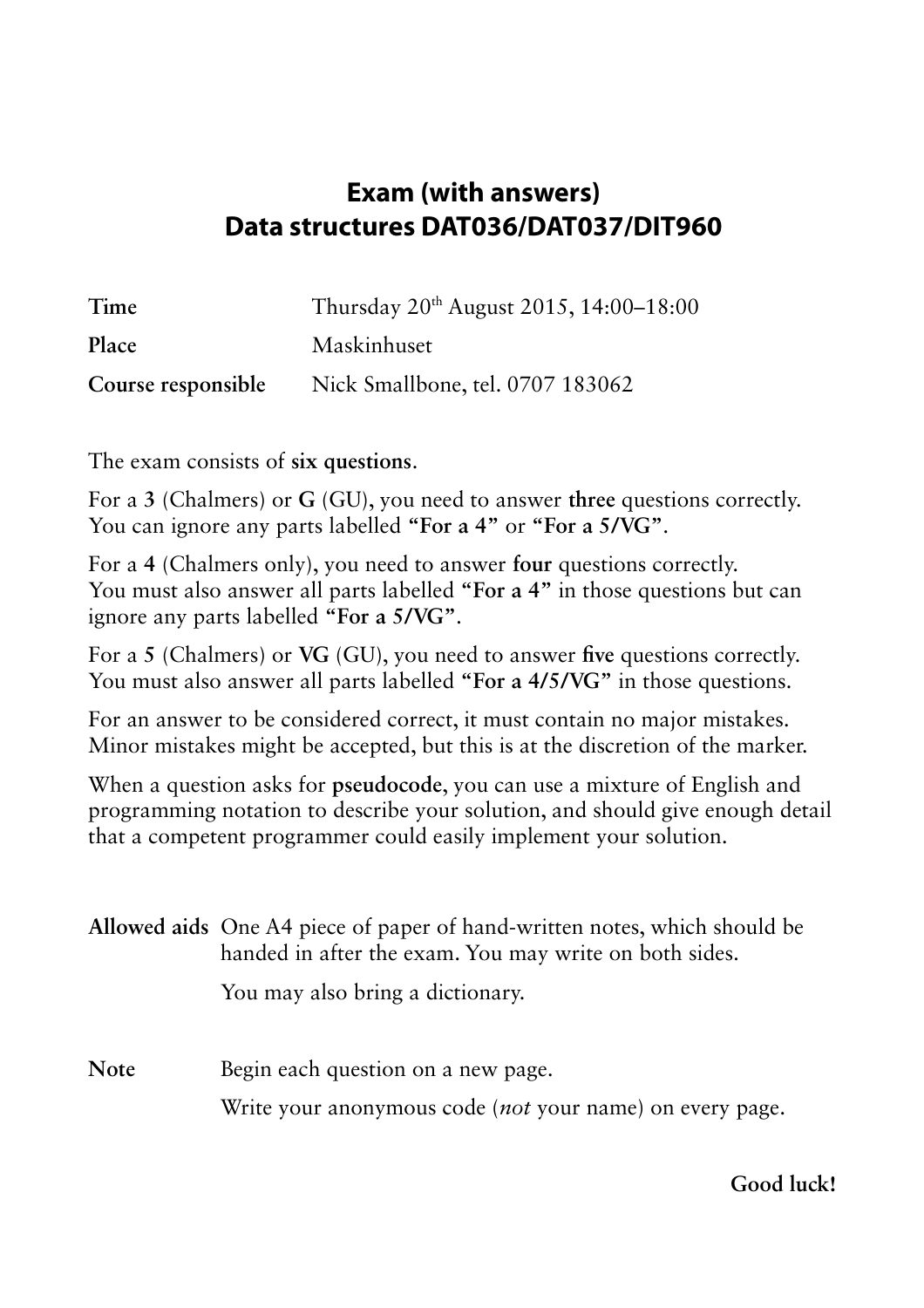# Exam (with answers)
# Data structures DAT036/DAT037/DIT960

| | |
|---|---|
| **Time** | Thursday 20th August 2015, 14:00–18:00 |
| **Place** | Maskinhuset |
| **Course responsible** | Nick Smallbone, tel. 0707 183062 |

The exam consists of **six questions**.

For a **3** (Chalmers) or **G** (GU), you need to answer **three** questions correctly. You can ignore any parts labelled **"For a 4"** or **"For a 5/VG"**.

For a **4** (Chalmers only), you need to answer **four** questions correctly. You must also answer all parts labelled **"For a 4"** in those questions but can ignore any parts labelled **"For a 5/VG"**.

For a **5** (Chalmers) or **VG** (GU), you need to answer **five** questions correctly. You must also answer all parts labelled **"For a 4/5/VG"** in those questions.

For an answer to be considered correct, it must contain no major mistakes. Minor mistakes might be accepted, but this is at the discretion of the marker.

When a question asks for **pseudocode**, you can use a mixture of English and programming notation to describe your solution, and should give enough detail that a competent programmer could easily implement your solution.

**Allowed aids** One A4 piece of paper of hand-written notes, which should be handed in after the exam. You may write on both sides.

You may also bring a dictionary.

**Note** Begin each question on a new page.

Write your anonymous code (*not* your name) on every page.

**Good luck!**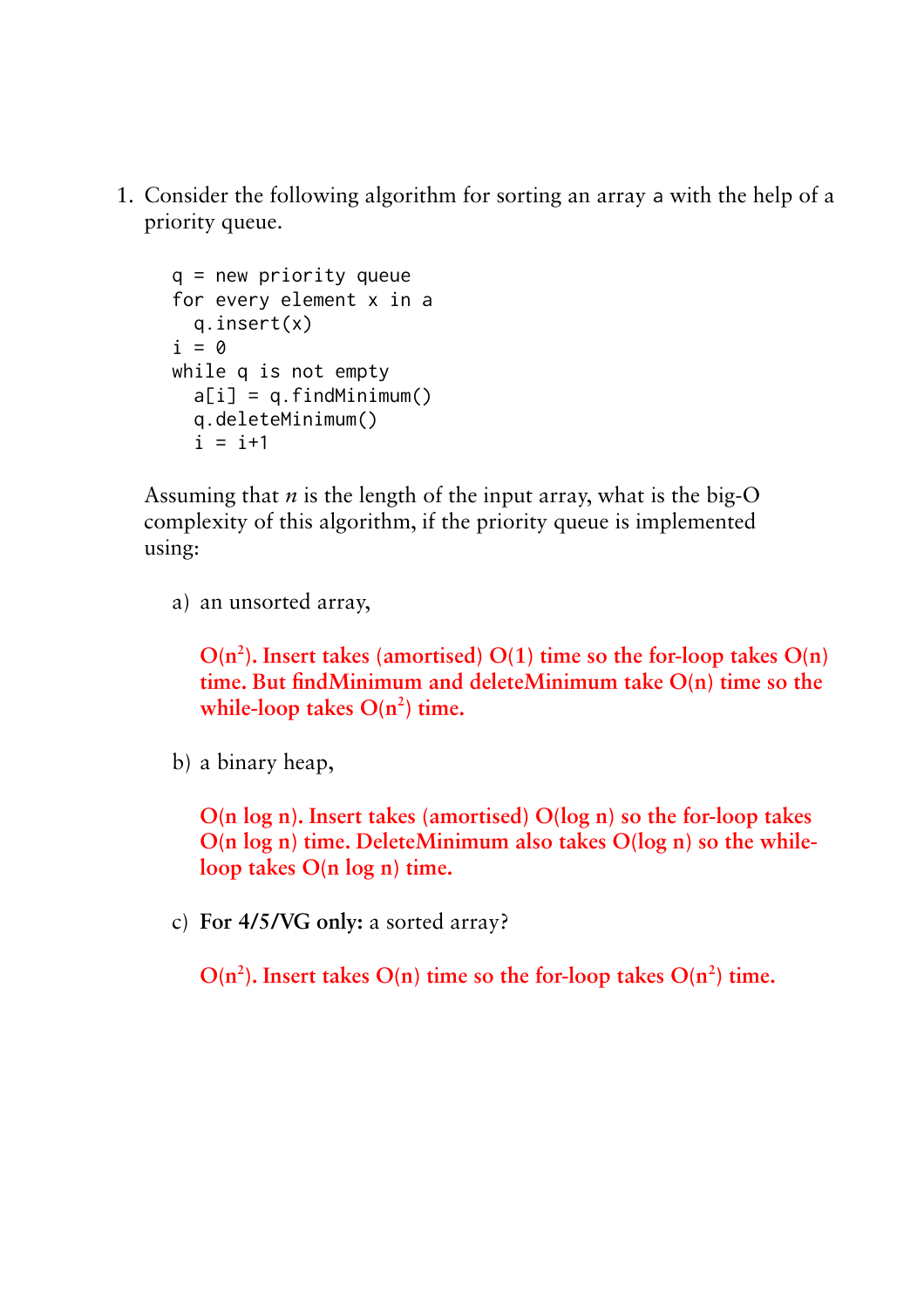1. Consider the following algorithm for sorting an array a with the help of a priority queue.

```
q = new priority queue
for every element x in a
  q.insert(x)
i = 0
while q is not empty
  a[i] = q.findMinimum()
  q.deleteMinimum()
  i = i+1
```

Assuming that $n$ is the length of the input array, what is the big-O complexity of this algorithm, if the priority queue is implemented using:

a) an unsorted array,

**$O(n^2)$. Insert takes (amortised) $O(1)$ time so the for-loop takes $O(n)$ time. But findMinimum and deleteMinimum take $O(n)$ time so the while-loop takes $O(n^2)$ time.**

b) a binary heap,

**$O(n \log n)$. Insert takes (amortised) $O(\log n)$ so the for-loop takes $O(n \log n)$ time. DeleteMinimum also takes $O(\log n)$ so the while-loop takes $O(n \log n)$ time.**

c) **For 4/5/VG only:** a sorted array?

**$O(n^2)$. Insert takes $O(n)$ time so the for-loop takes $O(n^2)$ time.**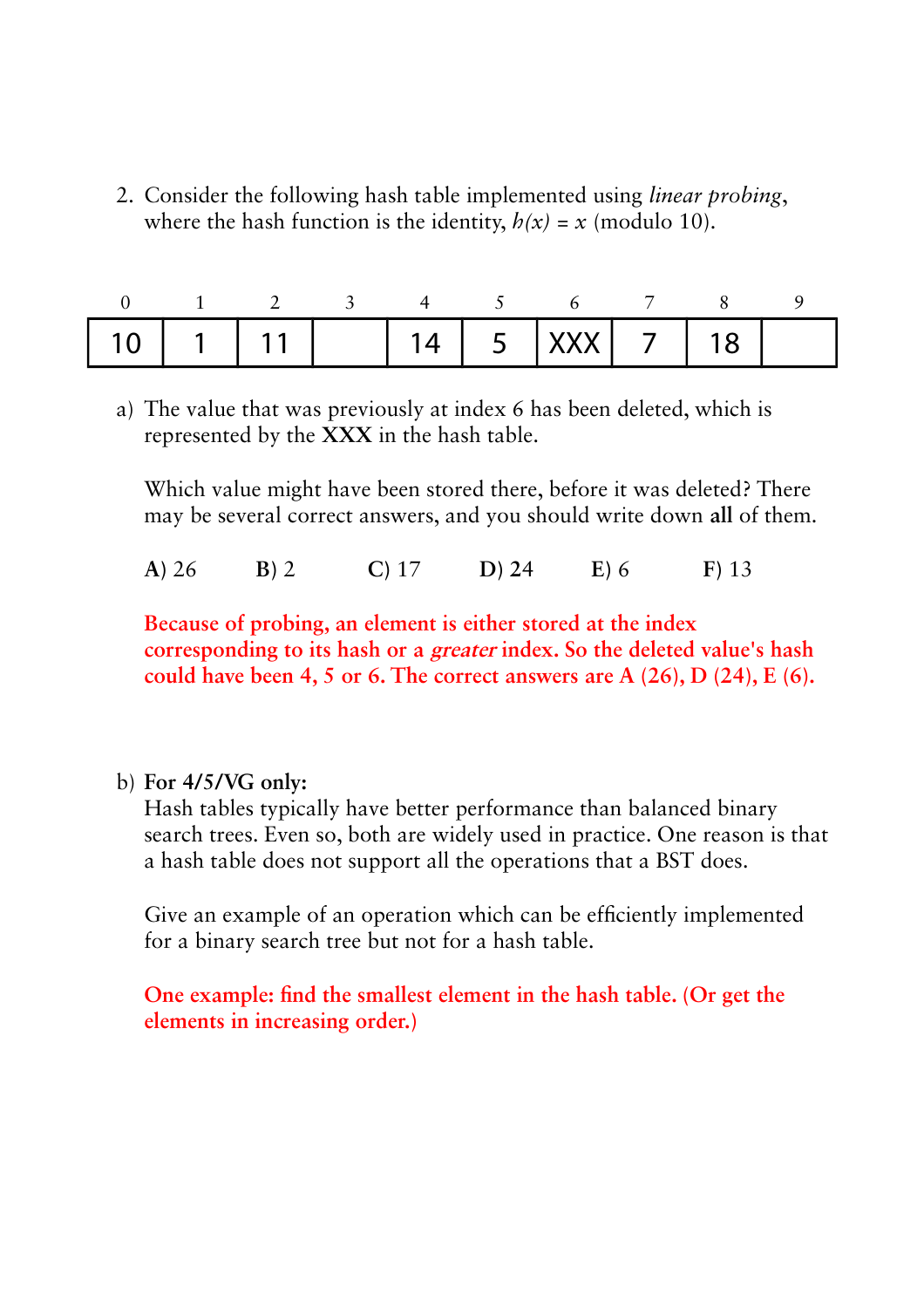2. Consider the following hash table implemented using *linear probing*, where the hash function is the identity, $h(x) = x$ (modulo 10).

| 0 | 1 | 2 | 3 | 4 | 5 | 6 | 7 | 8 | 9 |
|---|---|---|---|---|---|---|---|---|---|
| 10 | 1 | 11 | | 14 | 5 | XXX | 7 | 18 | |

a) The value that was previously at index 6 has been deleted, which is represented by the **XXX** in the hash table.

   Which value might have been stored there, before it was deleted? There may be several correct answers, and you should write down **all** of them.

   **A)** 26 **B)** 2 **C)** 17 **D)** 24 **E)** 6 **F)** 13

   **Because of probing, an element is either stored at the index corresponding to its hash or a *greater* index. So the deleted value's hash could have been 4, 5 or 6. The correct answers are A (26), D (24), E (6).**

b) **For 4/5/VG only:**
   Hash tables typically have better performance than balanced binary search trees. Even so, both are widely used in practice. One reason is that a hash table does not support all the operations that a BST does.

   Give an example of an operation which can be efficiently implemented for a binary search tree but not for a hash table.

   **One example: find the smallest element in the hash table. (Or get the elements in increasing order.)**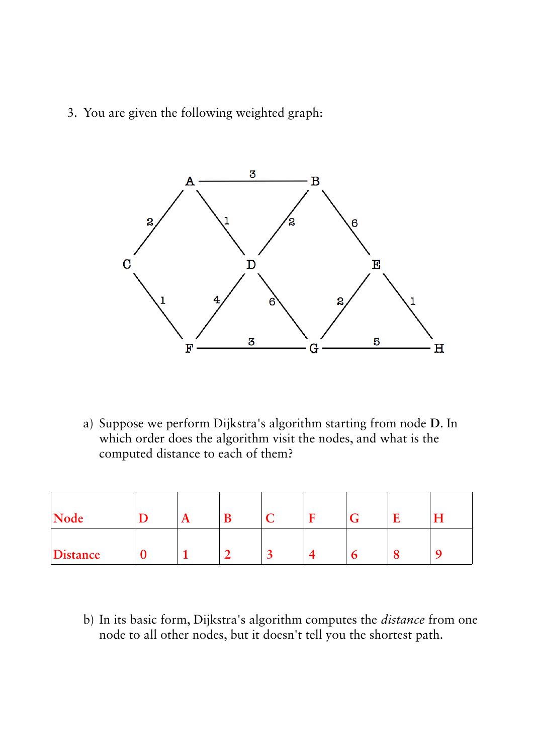3. You are given the following weighted graph:

a) Suppose we perform Dijkstra's algorithm starting from node **D**. In which order does the algorithm visit the nodes, and what is the computed distance to each of them?

| Node | D | A | B | C | F | G | E | H |
|---|---|---|---|---|---|---|---|---|
| Distance | 0 | 1 | 2 | 3 | 4 | 6 | 8 | 9 |

b) In its basic form, Dijkstra's algorithm computes the *distance* from one node to all other nodes, but it doesn't tell you the shortest path.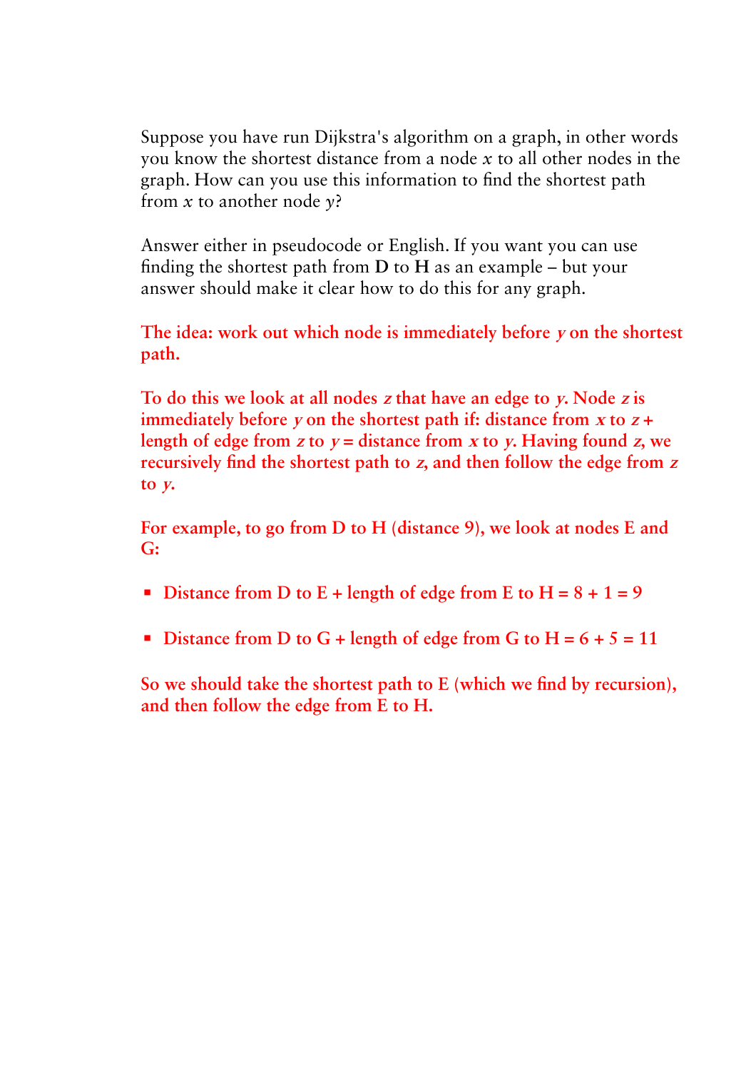Suppose you have run Dijkstra's algorithm on a graph, in other words you know the shortest distance from a node $x$ to all other nodes in the graph. How can you use this information to find the shortest path from $x$ to another node $y$?

Answer either in pseudocode or English. If you want you can use finding the shortest path from **D** to **H** as an example – but your answer should make it clear how to do this for any graph.

**The idea: work out which node is immediately before $y$ on the shortest path.**

**To do this we look at all nodes $z$ that have an edge to $y$. Node $z$ is immediately before $y$ on the shortest path if: distance from $x$ to $z$ + length of edge from $z$ to $y$ = distance from $x$ to $y$. Having found $z$, we recursively find the shortest path to $z$, and then follow the edge from $z$ to $y$.**

**For example, to go from D to H (distance 9), we look at nodes E and G:**

- **Distance from D to E + length of edge from E to H = 8 + 1 = 9**
- **Distance from D to G + length of edge from G to H = 6 + 5 = 11**

**So we should take the shortest path to E (which we find by recursion), and then follow the edge from E to H.**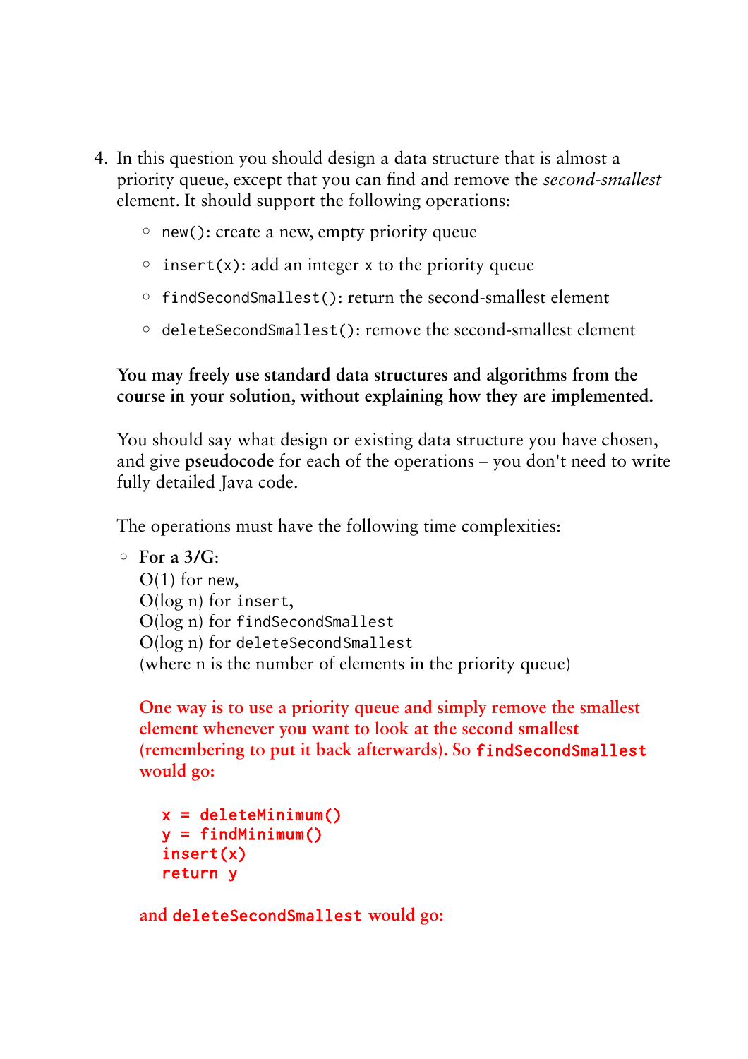4. In this question you should design a data structure that is almost a priority queue, except that you can find and remove the *second-smallest* element. It should support the following operations:

   - `new()`: create a new, empty priority queue
   - `insert(x)`: add an integer `x` to the priority queue
   - `findSecondSmallest()`: return the second-smallest element
   - `deleteSecondSmallest()`: remove the second-smallest element

   **You may freely use standard data structures and algorithms from the course in your solution, without explaining how they are implemented.**

   You should say what design or existing data structure you have chosen, and give **pseudocode** for each of the operations – you don't need to write fully detailed Java code.

   The operations must have the following time complexities:

   - **For a 3/G**:
     O(1) for `new`,
     O(log n) for `insert`,
     O(log n) for `findSecondSmallest`
     O(log n) for `deleteSecondSmallest`
     (where n is the number of elements in the priority queue)

     One way is to use a priority queue and simply remove the smallest element whenever you want to look at the second smallest (remembering to put it back afterwards). So `findSecondSmallest` would go:

     ```
     x = deleteMinimum()
     y = findMinimum()
     insert(x)
     return y
     ```

     and `deleteSecondSmallest` would go: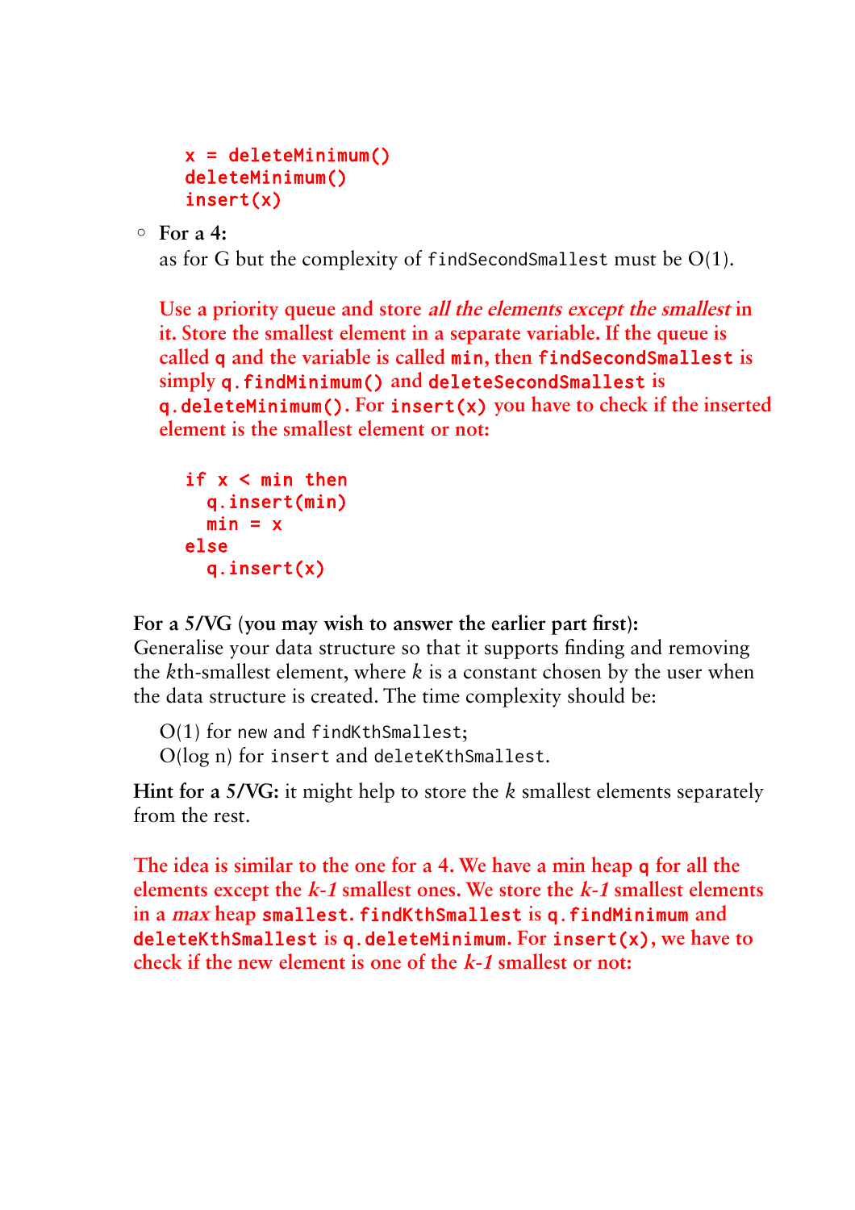```
x = deleteMinimum()
deleteMinimum()
insert(x)
```

- **For a 4:**
  as for G but the complexity of `findSecondSmallest` must be O(1).

  Use a priority queue and store *all the elements except the smallest* in it. Store the smallest element in a separate variable. If the queue is called `q` and the variable is called `min`, then `findSecondSmallest` is simply `q.findMinimum()` and `deleteSecondSmallest` is `q.deleteMinimum()`. For `insert(x)` you have to check if the inserted element is the smallest element or not:

  ```
  if x < min then
    q.insert(min)
    min = x
  else
    q.insert(x)
  ```

**For a 5/VG (you may wish to answer the earlier part first):**
Generalise your data structure so that it supports finding and removing the $k$th-smallest element, where $k$ is a constant chosen by the user when the data structure is created. The time complexity should be:

O(1) for `new` and `findKthSmallest`;
O(log n) for `insert` and `deleteKthSmallest`.

**Hint for a 5/VG:** it might help to store the $k$ smallest elements separately from the rest.

The idea is similar to the one for a 4. We have a min heap `q` for all the elements except the *k-1* smallest ones. We store the *k-1* smallest elements in a *max* heap `smallest`. `findKthSmallest` is `q.findMinimum` and `deleteKthSmallest` is `q.deleteMinimum`. For `insert(x)`, we have to check if the new element is one of the *k-1* smallest or not: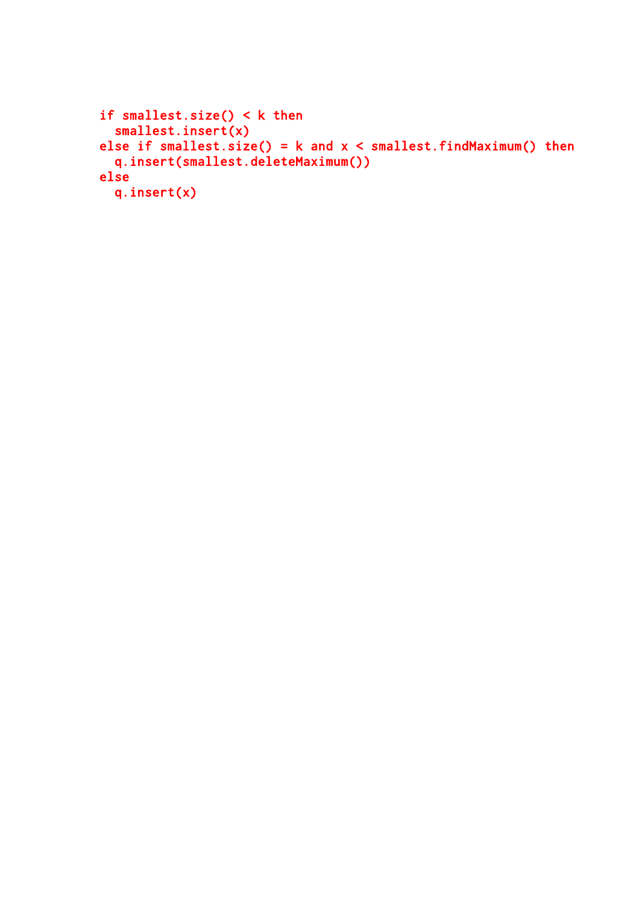```
if smallest.size() < k then
  smallest.insert(x)
else if smallest.size() = k and x < smallest.findMaximum() then
  q.insert(smallest.deleteMaximum())
else
  q.insert(x)
```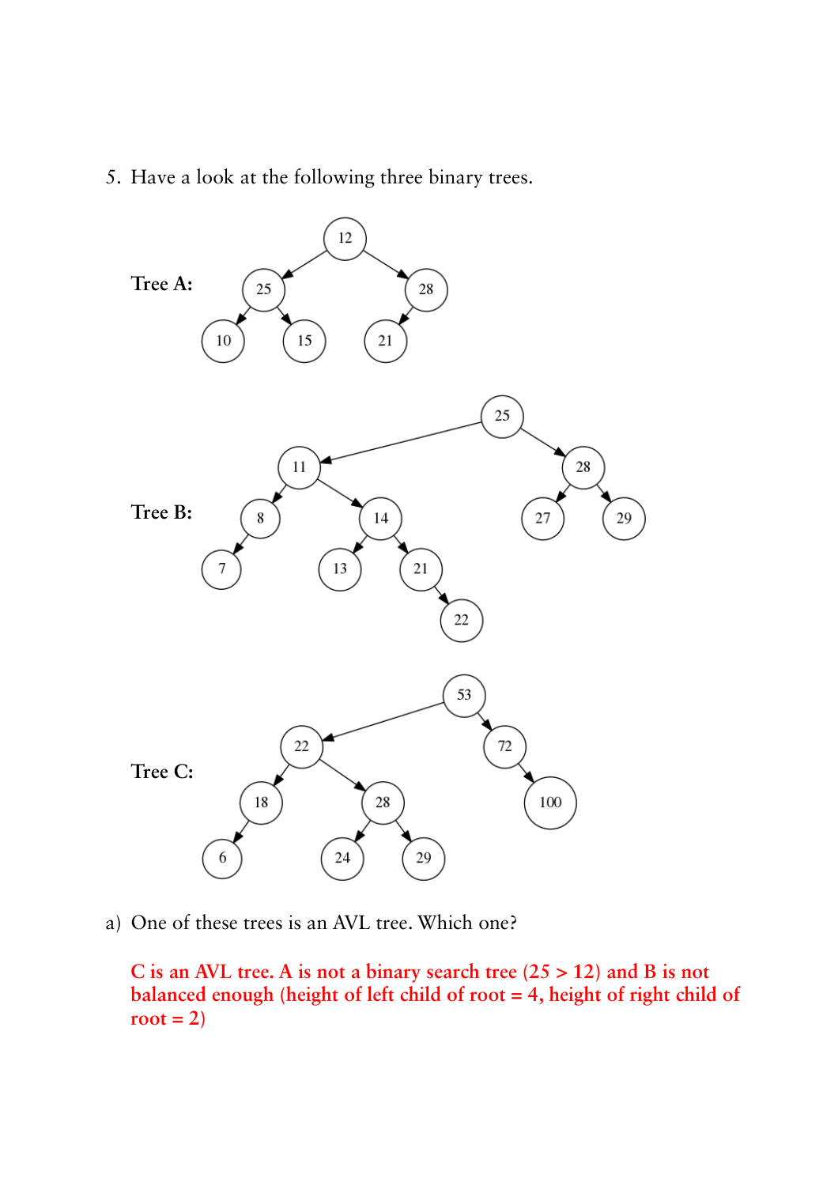5. Have a look at the following three binary trees.

**Tree A:**

**Tree B:**

**Tree C:**

a) One of these trees is an AVL tree. Which one?

C is an AVL tree. A is not a binary search tree (25 > 12) and B is not balanced enough (height of left child of root = 4, height of right child of root = 2)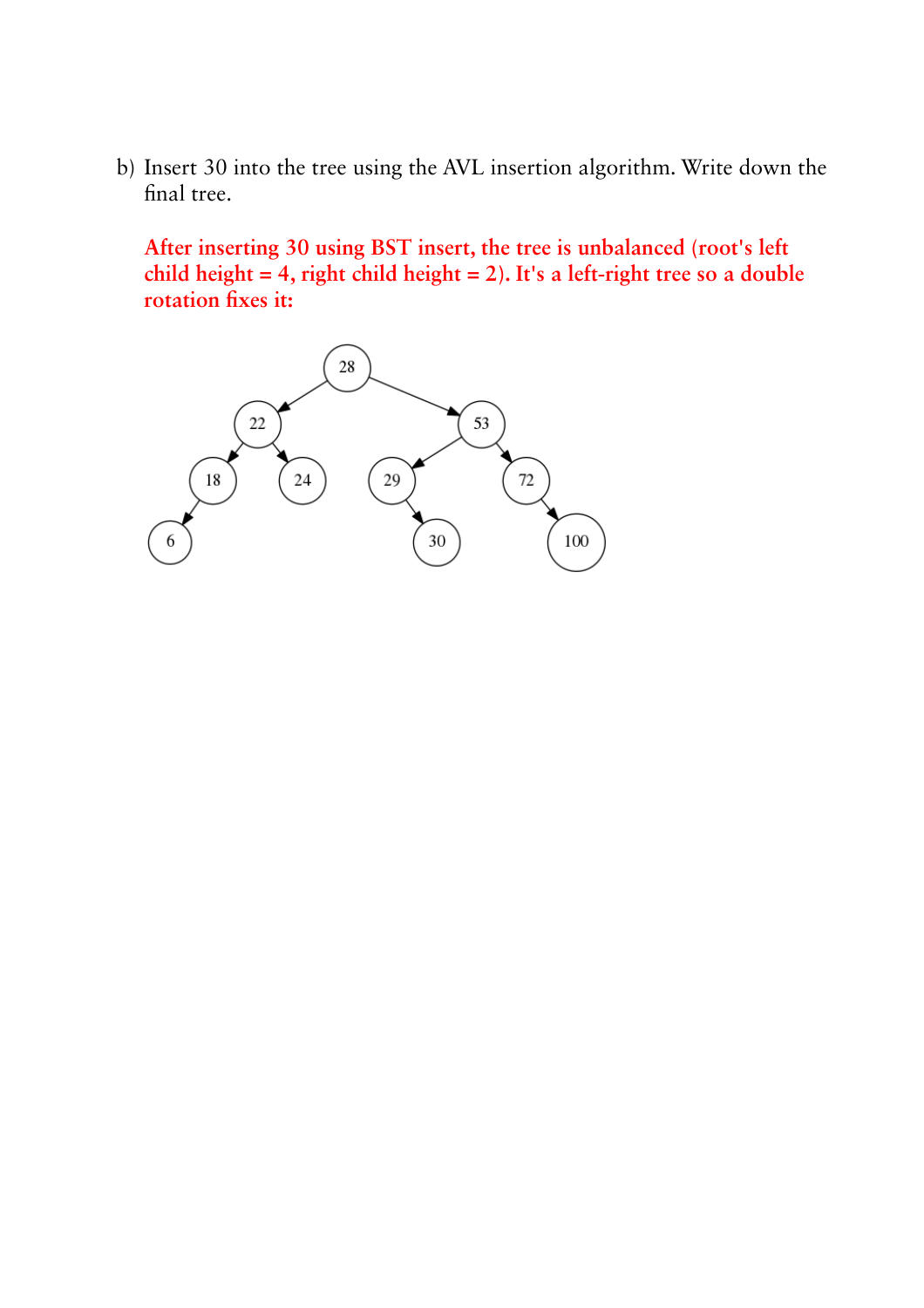b) Insert 30 into the tree using the AVL insertion algorithm. Write down the final tree.

After inserting 30 using BST insert, the tree is unbalanced (root's left child height = 4, right child height = 2). It's a left-right tree so a double rotation fixes it: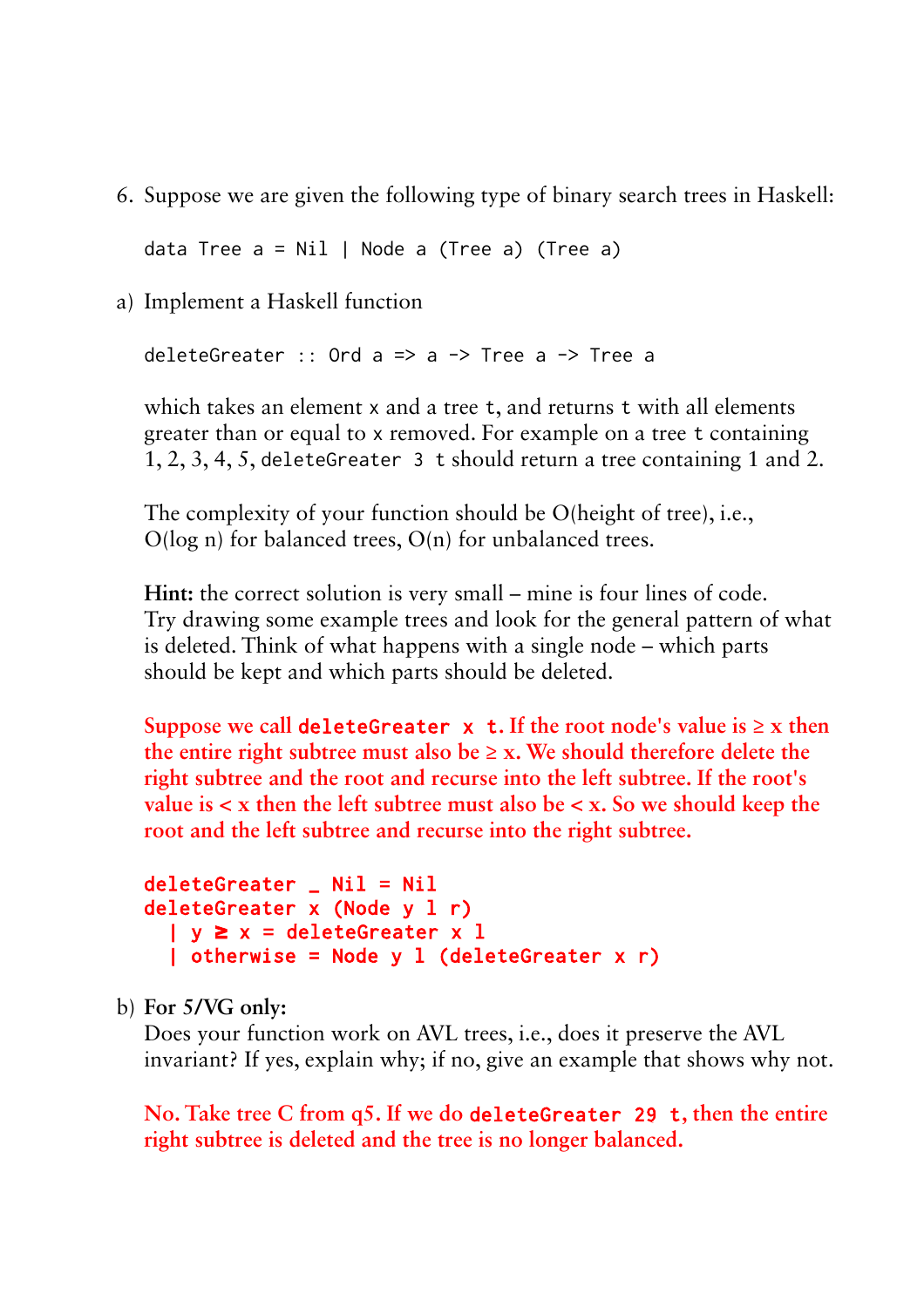6. Suppose we are given the following type of binary search trees in Haskell:

```
data Tree a = Nil | Node a (Tree a) (Tree a)
```

a) Implement a Haskell function

```
deleteGreater :: Ord a => a -> Tree a -> Tree a
```

which takes an element `x` and a tree `t`, and returns `t` with all elements greater than or equal to `x` removed. For example on a tree `t` containing 1, 2, 3, 4, 5, `deleteGreater 3 t` should return a tree containing 1 and 2.

The complexity of your function should be O(height of tree), i.e., O(log n) for balanced trees, O(n) for unbalanced trees.

**Hint:** the correct solution is very small – mine is four lines of code. Try drawing some example trees and look for the general pattern of what is deleted. Think of what happens with a single node – which parts should be kept and which parts should be deleted.

**Suppose we call `deleteGreater x t`. If the root node's value is ≥ x then the entire right subtree must also be ≥ x. We should therefore delete the right subtree and the root and recurse into the left subtree. If the root's value is < x then the left subtree must also be < x. So we should keep the root and the left subtree and recurse into the right subtree.**

```
deleteGreater _ Nil = Nil
deleteGreater x (Node y l r)
  | y ≥ x = deleteGreater x l
  | otherwise = Node y l (deleteGreater x r)
```

b) **For 5/VG only:**
Does your function work on AVL trees, i.e., does it preserve the AVL invariant? If yes, explain why; if no, give an example that shows why not.

**No. Take tree C from q5. If we do `deleteGreater 29 t`, then the entire right subtree is deleted and the tree is no longer balanced.**